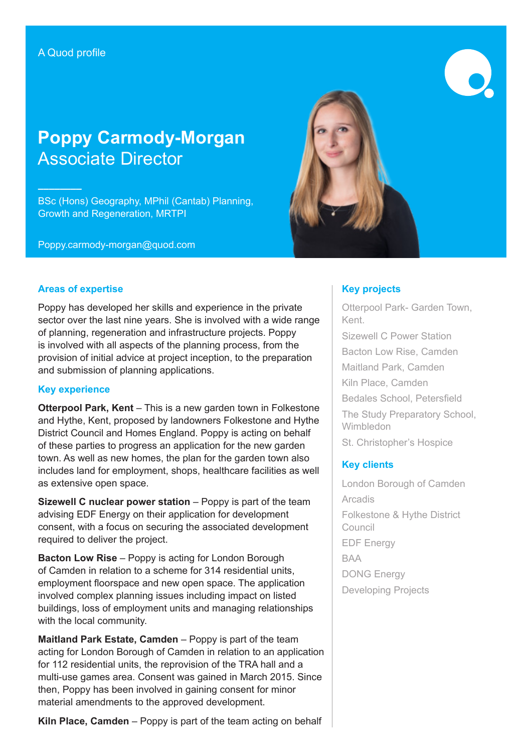A Quod profile

# Poppy Carmody-Morgan
## Associate Director

BSc (Hons) Geography, MPhil (Cantab) Planning, Growth and Regeneration, MRTPI

Poppy.carmody-morgan@quod.com

### Areas of expertise

Poppy has developed her skills and experience in the private sector over the last nine years. She is involved with a wide range of planning, regeneration and infrastructure projects. Poppy is involved with all aspects of the planning process, from the provision of initial advice at project inception, to the preparation and submission of planning applications.

### Key experience

**Otterpool Park, Kent** – This is a new garden town in Folkestone and Hythe, Kent, proposed by landowners Folkestone and Hythe District Council and Homes England. Poppy is acting on behalf of these parties to progress an application for the new garden town. As well as new homes, the plan for the garden town also includes land for employment, shops, healthcare facilities as well as extensive open space.

**Sizewell C nuclear power station** – Poppy is part of the team advising EDF Energy on their application for development consent, with a focus on securing the associated development required to deliver the project.

**Bacton Low Rise** – Poppy is acting for London Borough of Camden in relation to a scheme for 314 residential units, employment floorspace and new open space. The application involved complex planning issues including impact on listed buildings, loss of employment units and managing relationships with the local community.

**Maitland Park Estate, Camden** – Poppy is part of the team acting for London Borough of Camden in relation to an application for 112 residential units, the reprovision of the TRA hall and a multi-use games area. Consent was gained in March 2015. Since then, Poppy has been involved in gaining consent for minor material amendments to the approved development.

**Kiln Place, Camden** – Poppy is part of the team acting on behalf

### Key projects

- Otterpool Park- Garden Town, Kent.
- Sizewell C Power Station
- Bacton Low Rise, Camden
- Maitland Park, Camden
- Kiln Place, Camden
- Bedales School, Petersfield
- The Study Preparatory School, Wimbledon
- St. Christopher's Hospice

### Key clients

- London Borough of Camden
- Arcadis
- Folkestone & Hythe District Council
- EDF Energy
- BAA
- DONG Energy
- Developing Projects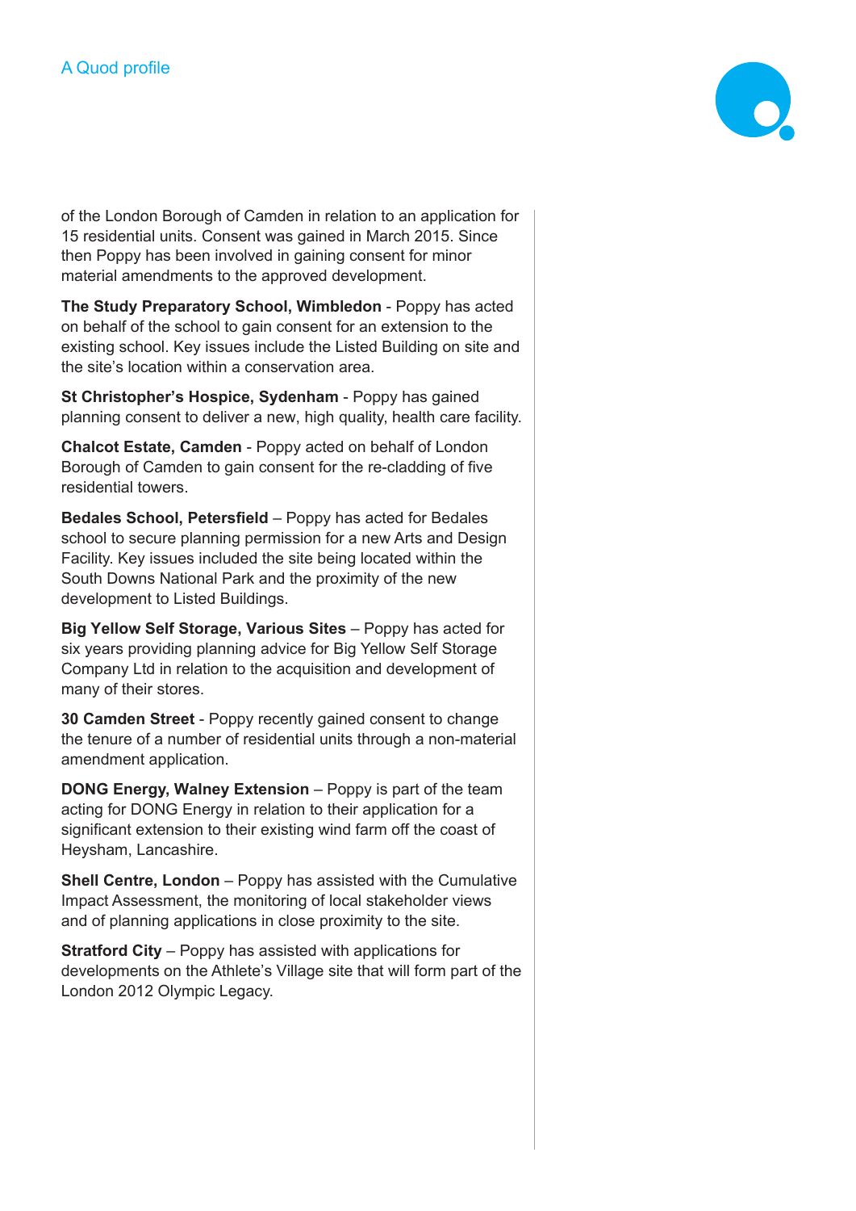of the London Borough of Camden in relation to an application for 15 residential units. Consent was gained in March 2015. Since then Poppy has been involved in gaining consent for minor material amendments to the approved development.

**The Study Preparatory School, Wimbledon** - Poppy has acted on behalf of the school to gain consent for an extension to the existing school. Key issues include the Listed Building on site and the site's location within a conservation area.

**St Christopher's Hospice, Sydenham** - Poppy has gained planning consent to deliver a new, high quality, health care facility.

**Chalcot Estate, Camden** - Poppy acted on behalf of London Borough of Camden to gain consent for the re-cladding of five residential towers.

**Bedales School, Petersfield** – Poppy has acted for Bedales school to secure planning permission for a new Arts and Design Facility. Key issues included the site being located within the South Downs National Park and the proximity of the new development to Listed Buildings.

**Big Yellow Self Storage, Various Sites** – Poppy has acted for six years providing planning advice for Big Yellow Self Storage Company Ltd in relation to the acquisition and development of many of their stores.

**30 Camden Street** - Poppy recently gained consent to change the tenure of a number of residential units through a non-material amendment application.

**DONG Energy, Walney Extension** – Poppy is part of the team acting for DONG Energy in relation to their application for a significant extension to their existing wind farm off the coast of Heysham, Lancashire.

**Shell Centre, London** – Poppy has assisted with the Cumulative Impact Assessment, the monitoring of local stakeholder views and of planning applications in close proximity to the site.

**Stratford City** – Poppy has assisted with applications for developments on the Athlete's Village site that will form part of the London 2012 Olympic Legacy.